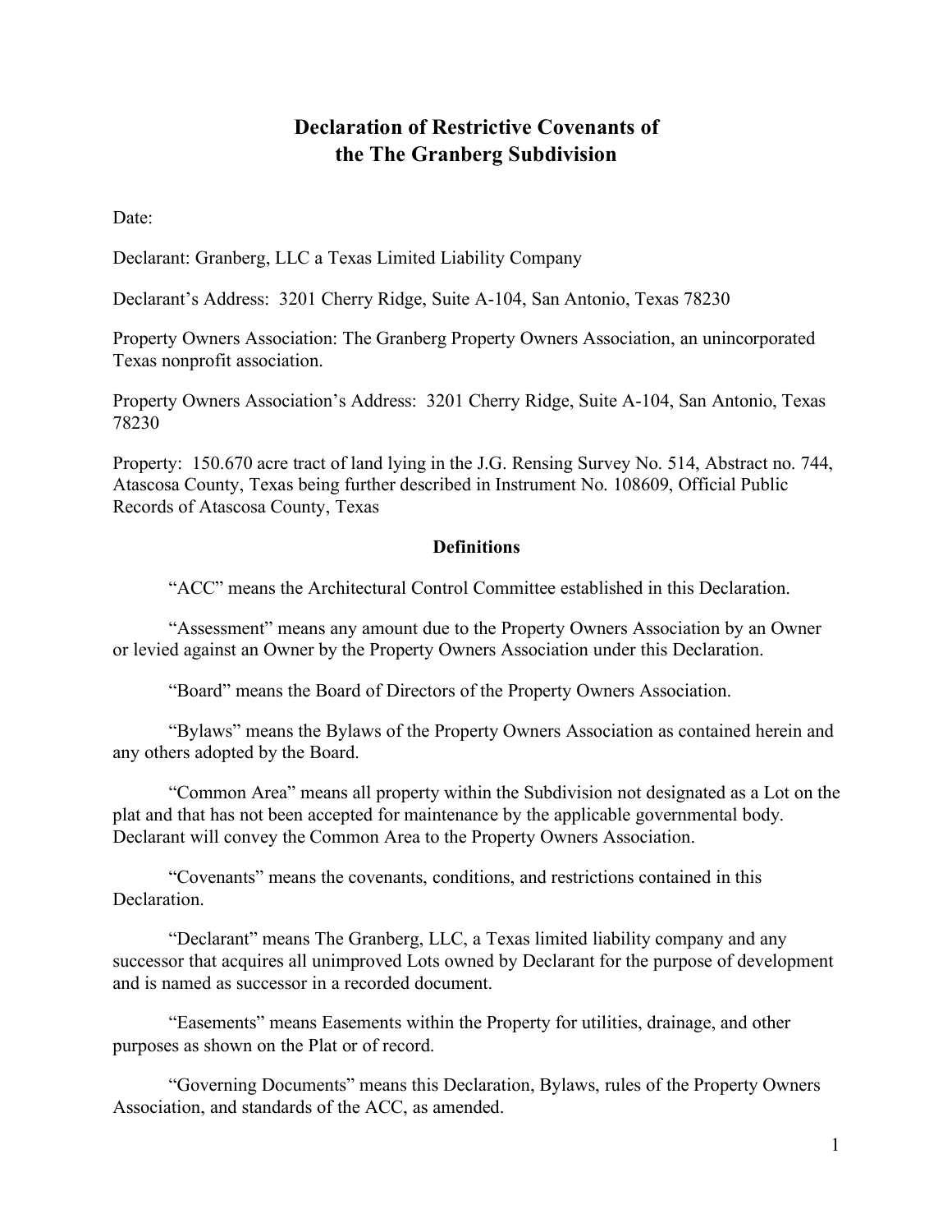# Declaration of Restrictive Covenants of the The Granberg Subdivision

Date:

Declarant: Granberg, LLC a Texas Limited Liability Company

Declarant's Address: 3201 Cherry Ridge, Suite A-104, San Antonio, Texas 78230

Property Owners Association: The Granberg Property Owners Association, an unincorporated Texas nonprofit association.

Property Owners Association's Address: 3201 Cherry Ridge, Suite A-104, San Antonio, Texas 78230

Property: 150.670 acre tract of land lying in the J.G. Rensing Survey No. 514, Abstract no. 744, Atascosa County, Texas being further described in Instrument No. 108609, Official Public Records of Atascosa County, Texas

## Definitions

"ACC" means the Architectural Control Committee established in this Declaration.

"Assessment" means any amount due to the Property Owners Association by an Owner or levied against an Owner by the Property Owners Association under this Declaration.

"Board" means the Board of Directors of the Property Owners Association.

"Bylaws" means the Bylaws of the Property Owners Association as contained herein and any others adopted by the Board.

"Common Area" means all property within the Subdivision not designated as a Lot on the plat and that has not been accepted for maintenance by the applicable governmental body. Declarant will convey the Common Area to the Property Owners Association.

"Covenants" means the covenants, conditions, and restrictions contained in this Declaration.

"Declarant" means The Granberg, LLC, a Texas limited liability company and any successor that acquires all unimproved Lots owned by Declarant for the purpose of development and is named as successor in a recorded document.

"Easements" means Easements within the Property for utilities, drainage, and other purposes as shown on the Plat or of record.

"Governing Documents" means this Declaration, Bylaws, rules of the Property Owners Association, and standards of the ACC, as amended.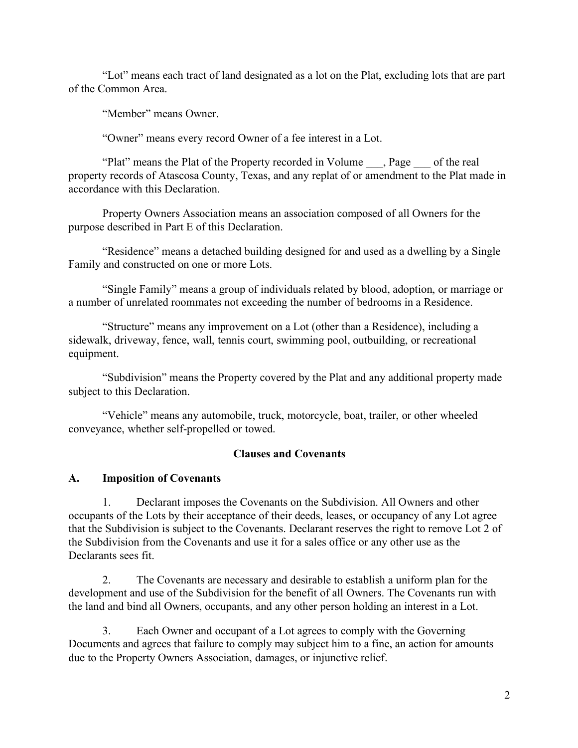"Lot" means each tract of land designated as a lot on the Plat, excluding lots that are part of the Common Area.

"Member" means Owner.

"Owner" means every record Owner of a fee interest in a Lot.

"Plat" means the Plat of the Property recorded in Volume ___, Page ___ of the real property records of Atascosa County, Texas, and any replat of or amendment to the Plat made in accordance with this Declaration.

Property Owners Association means an association composed of all Owners for the purpose described in Part E of this Declaration.

"Residence" means a detached building designed for and used as a dwelling by a Single Family and constructed on one or more Lots.

"Single Family" means a group of individuals related by blood, adoption, or marriage or a number of unrelated roommates not exceeding the number of bedrooms in a Residence.

"Structure" means any improvement on a Lot (other than a Residence), including a sidewalk, driveway, fence, wall, tennis court, swimming pool, outbuilding, or recreational equipment.

"Subdivision" means the Property covered by the Plat and any additional property made subject to this Declaration.

"Vehicle" means any automobile, truck, motorcycle, boat, trailer, or other wheeled conveyance, whether self-propelled or towed.

**Clauses and Covenants**

## A. Imposition of Covenants

1. Declarant imposes the Covenants on the Subdivision. All Owners and other occupants of the Lots by their acceptance of their deeds, leases, or occupancy of any Lot agree that the Subdivision is subject to the Covenants. Declarant reserves the right to remove Lot 2 of the Subdivision from the Covenants and use it for a sales office or any other use as the Declarants sees fit.

2. The Covenants are necessary and desirable to establish a uniform plan for the development and use of the Subdivision for the benefit of all Owners. The Covenants run with the land and bind all Owners, occupants, and any other person holding an interest in a Lot.

3. Each Owner and occupant of a Lot agrees to comply with the Governing Documents and agrees that failure to comply may subject him to a fine, an action for amounts due to the Property Owners Association, damages, or injunctive relief.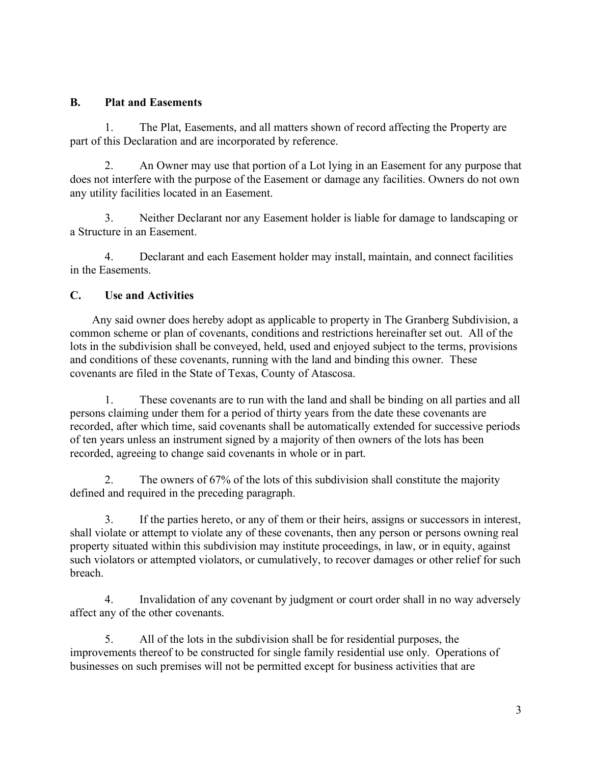## B. Plat and Easements

1. The Plat, Easements, and all matters shown of record affecting the Property are part of this Declaration and are incorporated by reference.

2. An Owner may use that portion of a Lot lying in an Easement for any purpose that does not interfere with the purpose of the Easement or damage any facilities. Owners do not own any utility facilities located in an Easement.

3. Neither Declarant nor any Easement holder is liable for damage to landscaping or a Structure in an Easement.

4. Declarant and each Easement holder may install, maintain, and connect facilities in the Easements.

## C. Use and Activities

Any said owner does hereby adopt as applicable to property in The Granberg Subdivision, a common scheme or plan of covenants, conditions and restrictions hereinafter set out. All of the lots in the subdivision shall be conveyed, held, used and enjoyed subject to the terms, provisions and conditions of these covenants, running with the land and binding this owner. These covenants are filed in the State of Texas, County of Atascosa.

1. These covenants are to run with the land and shall be binding on all parties and all persons claiming under them for a period of thirty years from the date these covenants are recorded, after which time, said covenants shall be automatically extended for successive periods of ten years unless an instrument signed by a majority of then owners of the lots has been recorded, agreeing to change said covenants in whole or in part.

2. The owners of 67% of the lots of this subdivision shall constitute the majority defined and required in the preceding paragraph.

3. If the parties hereto, or any of them or their heirs, assigns or successors in interest, shall violate or attempt to violate any of these covenants, then any person or persons owning real property situated within this subdivision may institute proceedings, in law, or in equity, against such violators or attempted violators, or cumulatively, to recover damages or other relief for such breach.

4. Invalidation of any covenant by judgment or court order shall in no way adversely affect any of the other covenants.

5. All of the lots in the subdivision shall be for residential purposes, the improvements thereof to be constructed for single family residential use only. Operations of businesses on such premises will not be permitted except for business activities that are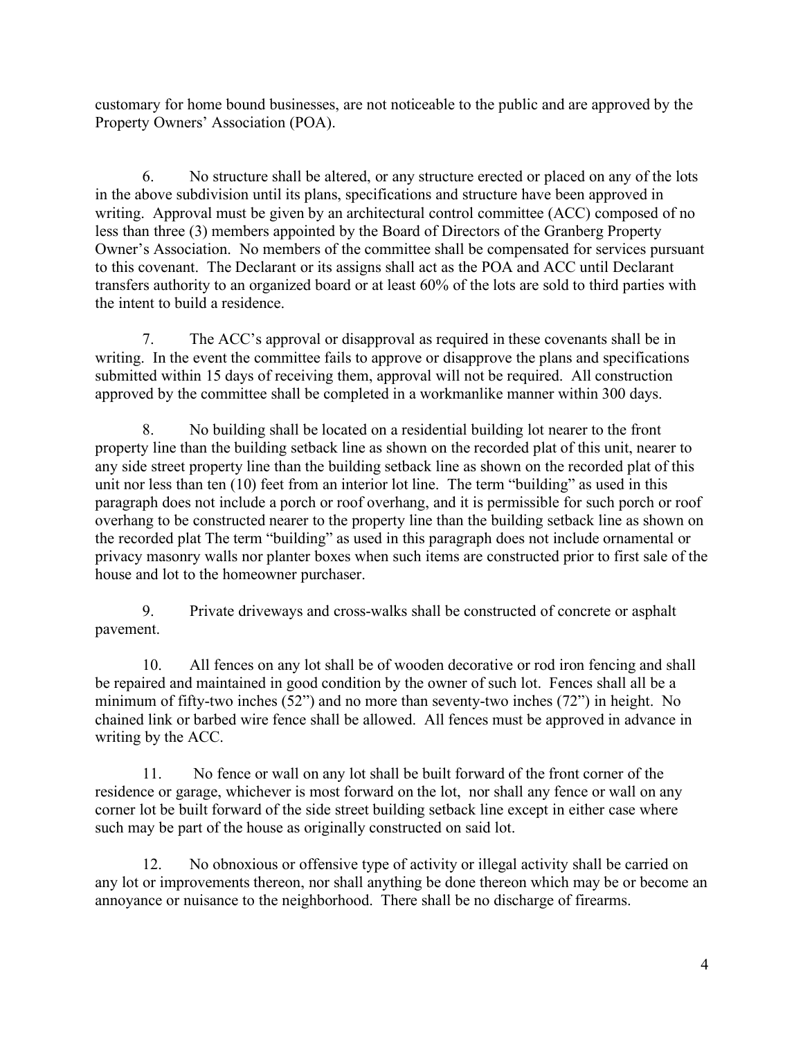customary for home bound businesses, are not noticeable to the public and are approved by the Property Owners' Association (POA).

6. No structure shall be altered, or any structure erected or placed on any of the lots in the above subdivision until its plans, specifications and structure have been approved in writing. Approval must be given by an architectural control committee (ACC) composed of no less than three (3) members appointed by the Board of Directors of the Granberg Property Owner's Association. No members of the committee shall be compensated for services pursuant to this covenant. The Declarant or its assigns shall act as the POA and ACC until Declarant transfers authority to an organized board or at least 60% of the lots are sold to third parties with the intent to build a residence.

7. The ACC's approval or disapproval as required in these covenants shall be in writing. In the event the committee fails to approve or disapprove the plans and specifications submitted within 15 days of receiving them, approval will not be required. All construction approved by the committee shall be completed in a workmanlike manner within 300 days.

8. No building shall be located on a residential building lot nearer to the front property line than the building setback line as shown on the recorded plat of this unit, nearer to any side street property line than the building setback line as shown on the recorded plat of this unit nor less than ten (10) feet from an interior lot line. The term "building" as used in this paragraph does not include a porch or roof overhang, and it is permissible for such porch or roof overhang to be constructed nearer to the property line than the building setback line as shown on the recorded plat The term "building" as used in this paragraph does not include ornamental or privacy masonry walls nor planter boxes when such items are constructed prior to first sale of the house and lot to the homeowner purchaser.

9. Private driveways and cross-walks shall be constructed of concrete or asphalt pavement.

10. All fences on any lot shall be of wooden decorative or rod iron fencing and shall be repaired and maintained in good condition by the owner of such lot. Fences shall all be a minimum of fifty-two inches (52") and no more than seventy-two inches (72") in height. No chained link or barbed wire fence shall be allowed. All fences must be approved in advance in writing by the ACC.

11. No fence or wall on any lot shall be built forward of the front corner of the residence or garage, whichever is most forward on the lot, nor shall any fence or wall on any corner lot be built forward of the side street building setback line except in either case where such may be part of the house as originally constructed on said lot.

12. No obnoxious or offensive type of activity or illegal activity shall be carried on any lot or improvements thereon, nor shall anything be done thereon which may be or become an annoyance or nuisance to the neighborhood. There shall be no discharge of firearms.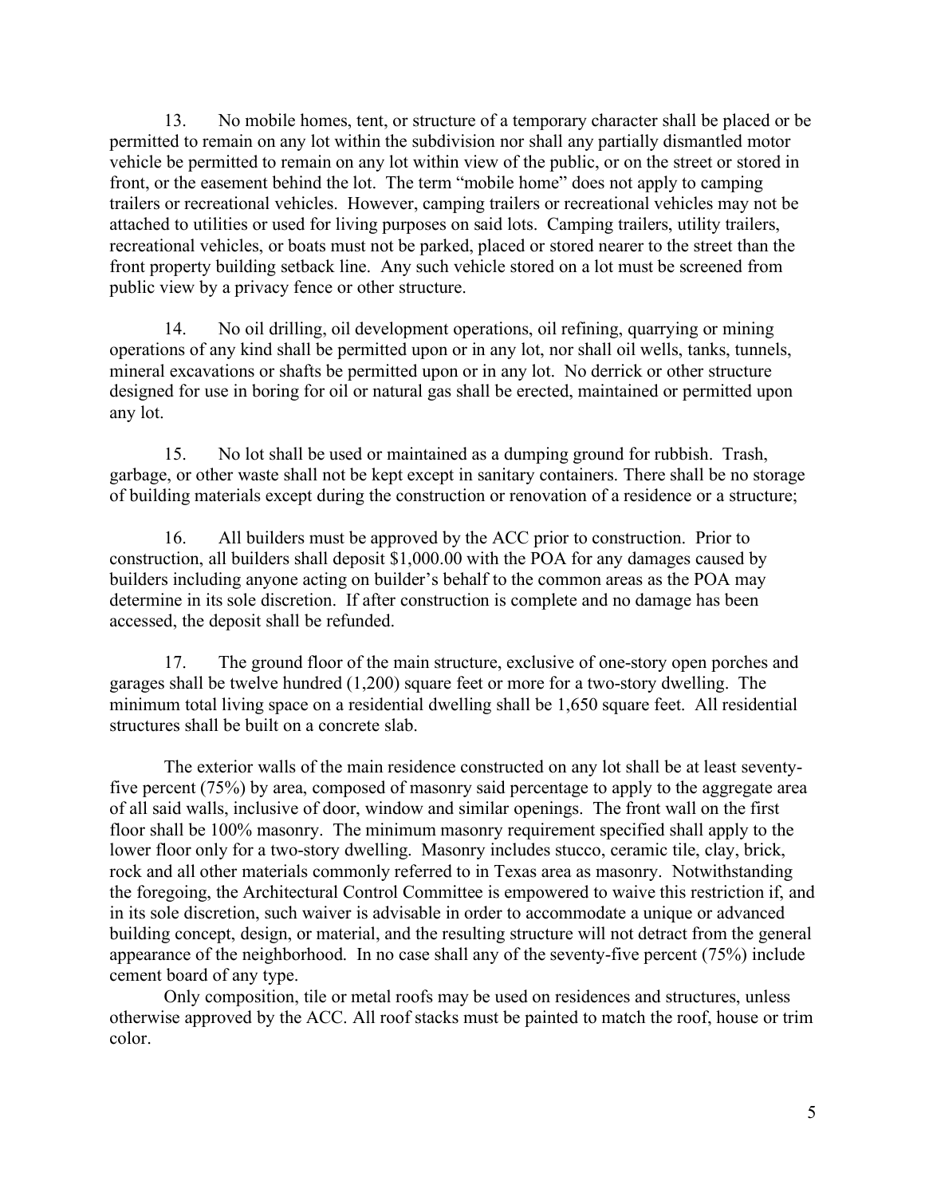13. No mobile homes, tent, or structure of a temporary character shall be placed or be permitted to remain on any lot within the subdivision nor shall any partially dismantled motor vehicle be permitted to remain on any lot within view of the public, or on the street or stored in front, or the easement behind the lot. The term "mobile home" does not apply to camping trailers or recreational vehicles. However, camping trailers or recreational vehicles may not be attached to utilities or used for living purposes on said lots. Camping trailers, utility trailers, recreational vehicles, or boats must not be parked, placed or stored nearer to the street than the front property building setback line. Any such vehicle stored on a lot must be screened from public view by a privacy fence or other structure.

14. No oil drilling, oil development operations, oil refining, quarrying or mining operations of any kind shall be permitted upon or in any lot, nor shall oil wells, tanks, tunnels, mineral excavations or shafts be permitted upon or in any lot. No derrick or other structure designed for use in boring for oil or natural gas shall be erected, maintained or permitted upon any lot.

15. No lot shall be used or maintained as a dumping ground for rubbish. Trash, garbage, or other waste shall not be kept except in sanitary containers. There shall be no storage of building materials except during the construction or renovation of a residence or a structure;

16. All builders must be approved by the ACC prior to construction. Prior to construction, all builders shall deposit $1,000.00 with the POA for any damages caused by builders including anyone acting on builder's behalf to the common areas as the POA may determine in its sole discretion. If after construction is complete and no damage has been accessed, the deposit shall be refunded.

17. The ground floor of the main structure, exclusive of one-story open porches and garages shall be twelve hundred (1,200) square feet or more for a two-story dwelling. The minimum total living space on a residential dwelling shall be 1,650 square feet. All residential structures shall be built on a concrete slab.

The exterior walls of the main residence constructed on any lot shall be at least seventy-five percent (75%) by area, composed of masonry said percentage to apply to the aggregate area of all said walls, inclusive of door, window and similar openings. The front wall on the first floor shall be 100% masonry. The minimum masonry requirement specified shall apply to the lower floor only for a two-story dwelling. Masonry includes stucco, ceramic tile, clay, brick, rock and all other materials commonly referred to in Texas area as masonry. Notwithstanding the foregoing, the Architectural Control Committee is empowered to waive this restriction if, and in its sole discretion, such waiver is advisable in order to accommodate a unique or advanced building concept, design, or material, and the resulting structure will not detract from the general appearance of the neighborhood. In no case shall any of the seventy-five percent (75%) include cement board of any type.

Only composition, tile or metal roofs may be used on residences and structures, unless otherwise approved by the ACC. All roof stacks must be painted to match the roof, house or trim color.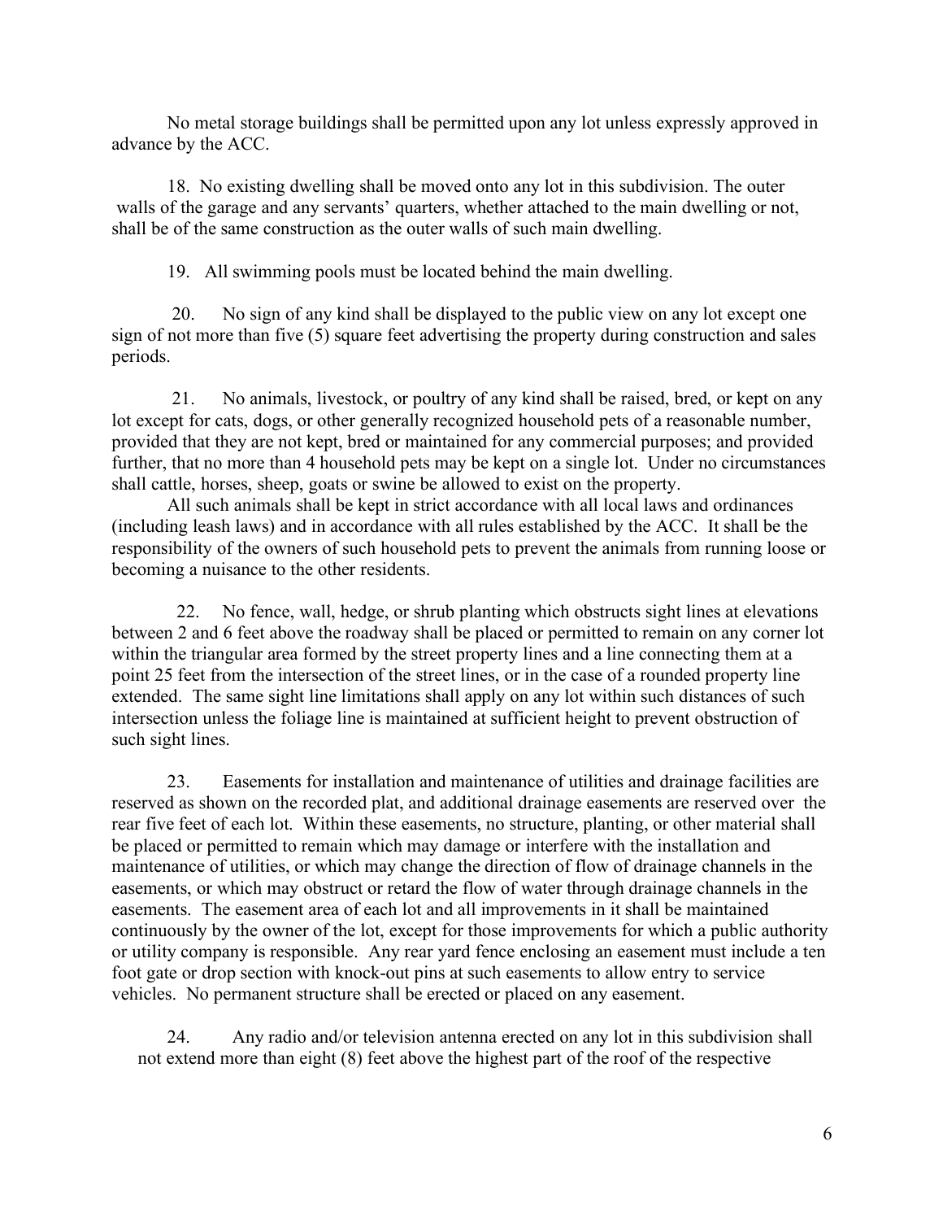No metal storage buildings shall be permitted upon any lot unless expressly approved in advance by the ACC.

18. No existing dwelling shall be moved onto any lot in this subdivision. The outer walls of the garage and any servants' quarters, whether attached to the main dwelling or not, shall be of the same construction as the outer walls of such main dwelling.

19. All swimming pools must be located behind the main dwelling.

20. No sign of any kind shall be displayed to the public view on any lot except one sign of not more than five (5) square feet advertising the property during construction and sales periods.

21. No animals, livestock, or poultry of any kind shall be raised, bred, or kept on any lot except for cats, dogs, or other generally recognized household pets of a reasonable number, provided that they are not kept, bred or maintained for any commercial purposes; and provided further, that no more than 4 household pets may be kept on a single lot. Under no circumstances shall cattle, horses, sheep, goats or swine be allowed to exist on the property.

All such animals shall be kept in strict accordance with all local laws and ordinances (including leash laws) and in accordance with all rules established by the ACC. It shall be the responsibility of the owners of such household pets to prevent the animals from running loose or becoming a nuisance to the other residents.

22. No fence, wall, hedge, or shrub planting which obstructs sight lines at elevations between 2 and 6 feet above the roadway shall be placed or permitted to remain on any corner lot within the triangular area formed by the street property lines and a line connecting them at a point 25 feet from the intersection of the street lines, or in the case of a rounded property line extended. The same sight line limitations shall apply on any lot within such distances of such intersection unless the foliage line is maintained at sufficient height to prevent obstruction of such sight lines.

23. Easements for installation and maintenance of utilities and drainage facilities are reserved as shown on the recorded plat, and additional drainage easements are reserved over the rear five feet of each lot. Within these easements, no structure, planting, or other material shall be placed or permitted to remain which may damage or interfere with the installation and maintenance of utilities, or which may change the direction of flow of drainage channels in the easements, or which may obstruct or retard the flow of water through drainage channels in the easements. The easement area of each lot and all improvements in it shall be maintained continuously by the owner of the lot, except for those improvements for which a public authority or utility company is responsible. Any rear yard fence enclosing an easement must include a ten foot gate or drop section with knock-out pins at such easements to allow entry to service vehicles. No permanent structure shall be erected or placed on any easement.

24. Any radio and/or television antenna erected on any lot in this subdivision shall not extend more than eight (8) feet above the highest part of the roof of the respective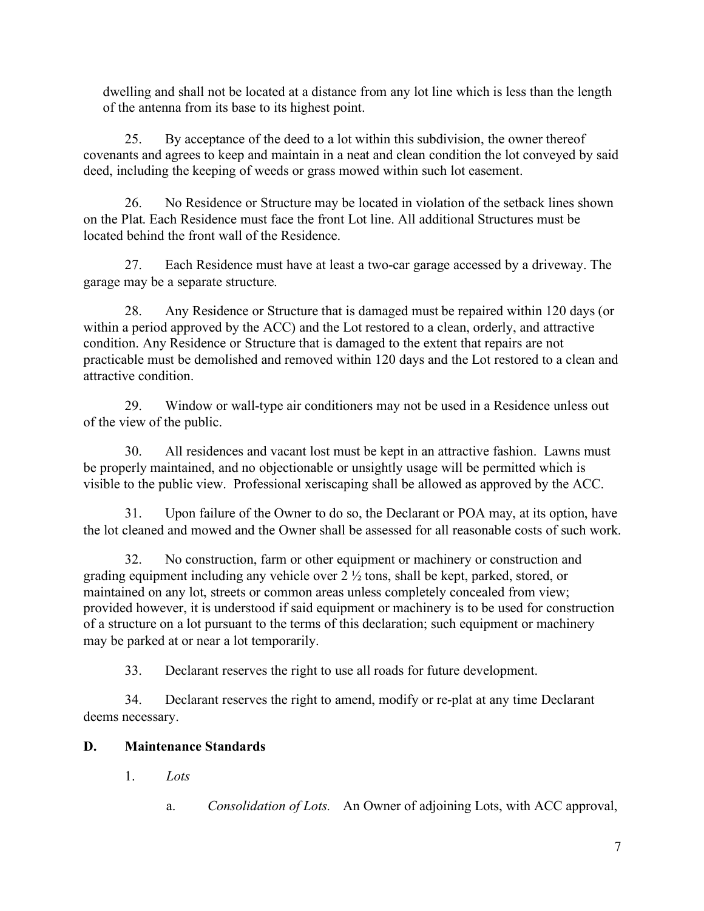dwelling and shall not be located at a distance from any lot line which is less than the length of the antenna from its base to its highest point.

25. By acceptance of the deed to a lot within this subdivision, the owner thereof covenants and agrees to keep and maintain in a neat and clean condition the lot conveyed by said deed, including the keeping of weeds or grass mowed within such lot easement.

26. No Residence or Structure may be located in violation of the setback lines shown on the Plat. Each Residence must face the front Lot line. All additional Structures must be located behind the front wall of the Residence.

27. Each Residence must have at least a two-car garage accessed by a driveway. The garage may be a separate structure.

28. Any Residence or Structure that is damaged must be repaired within 120 days (or within a period approved by the ACC) and the Lot restored to a clean, orderly, and attractive condition. Any Residence or Structure that is damaged to the extent that repairs are not practicable must be demolished and removed within 120 days and the Lot restored to a clean and attractive condition.

29. Window or wall-type air conditioners may not be used in a Residence unless out of the view of the public.

30. All residences and vacant lost must be kept in an attractive fashion. Lawns must be properly maintained, and no objectionable or unsightly usage will be permitted which is visible to the public view. Professional xeriscaping shall be allowed as approved by the ACC.

31. Upon failure of the Owner to do so, the Declarant or POA may, at its option, have the lot cleaned and mowed and the Owner shall be assessed for all reasonable costs of such work.

32. No construction, farm or other equipment or machinery or construction and grading equipment including any vehicle over 2 ½ tons, shall be kept, parked, stored, or maintained on any lot, streets or common areas unless completely concealed from view; provided however, it is understood if said equipment or machinery is to be used for construction of a structure on a lot pursuant to the terms of this declaration; such equipment or machinery may be parked at or near a lot temporarily.

33. Declarant reserves the right to use all roads for future development.

34. Declarant reserves the right to amend, modify or re-plat at any time Declarant deems necessary.

**D. Maintenance Standards**

1. *Lots*

   a. *Consolidation of Lots.* An Owner of adjoining Lots, with ACC approval,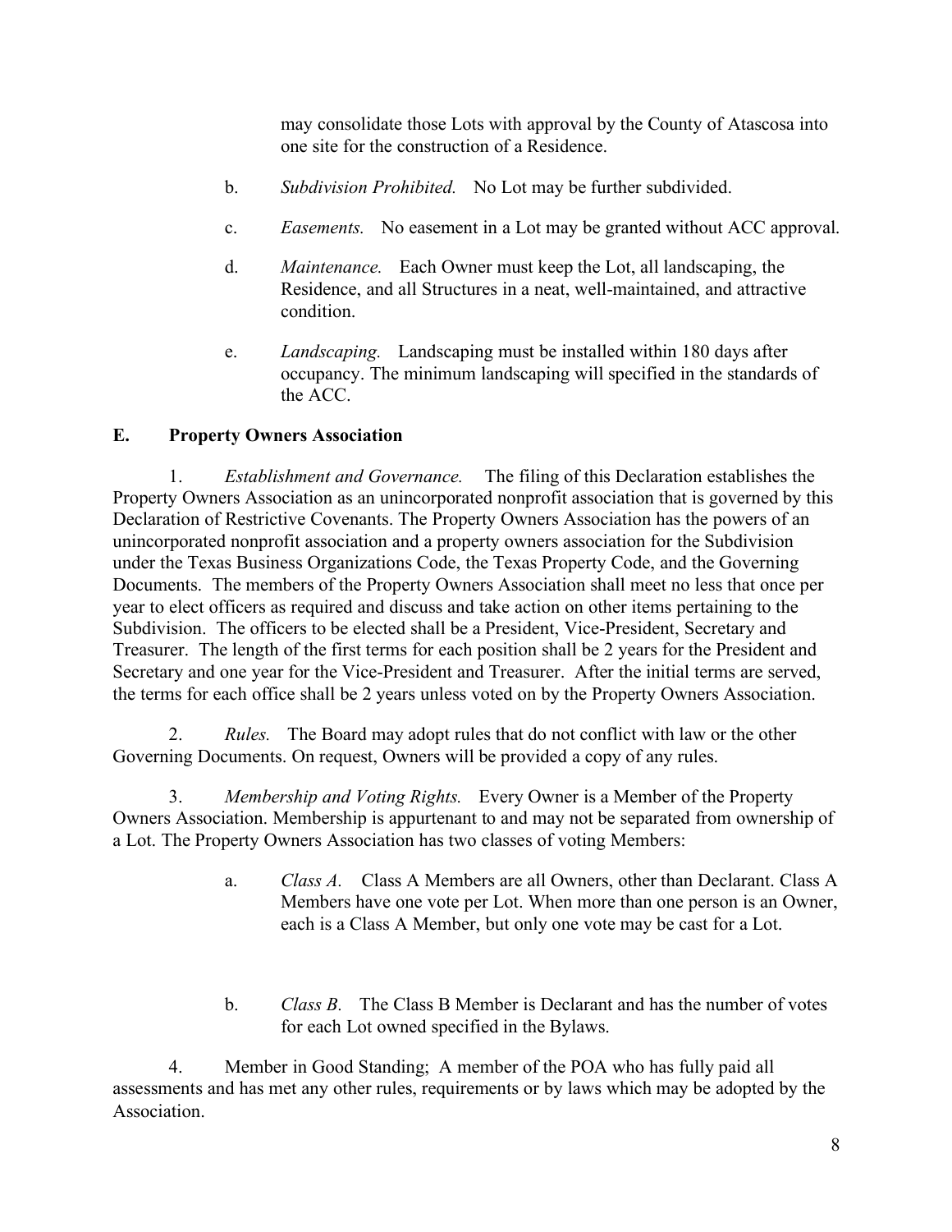may consolidate those Lots with approval by the County of Atascosa into one site for the construction of a Residence.

b. *Subdivision Prohibited.* No Lot may be further subdivided.

c. *Easements.* No easement in a Lot may be granted without ACC approval.

d. *Maintenance.* Each Owner must keep the Lot, all landscaping, the Residence, and all Structures in a neat, well-maintained, and attractive condition.

e. *Landscaping.* Landscaping must be installed within 180 days after occupancy. The minimum landscaping will specified in the standards of the ACC.

## E. Property Owners Association

1. *Establishment and Governance.* The filing of this Declaration establishes the Property Owners Association as an unincorporated nonprofit association that is governed by this Declaration of Restrictive Covenants. The Property Owners Association has the powers of an unincorporated nonprofit association and a property owners association for the Subdivision under the Texas Business Organizations Code, the Texas Property Code, and the Governing Documents. The members of the Property Owners Association shall meet no less that once per year to elect officers as required and discuss and take action on other items pertaining to the Subdivision. The officers to be elected shall be a President, Vice-President, Secretary and Treasurer. The length of the first terms for each position shall be 2 years for the President and Secretary and one year for the Vice-President and Treasurer. After the initial terms are served, the terms for each office shall be 2 years unless voted on by the Property Owners Association.

2. *Rules.* The Board may adopt rules that do not conflict with law or the other Governing Documents. On request, Owners will be provided a copy of any rules.

3. *Membership and Voting Rights.* Every Owner is a Member of the Property Owners Association. Membership is appurtenant to and may not be separated from ownership of a Lot. The Property Owners Association has two classes of voting Members:

a. *Class A.* Class A Members are all Owners, other than Declarant. Class A Members have one vote per Lot. When more than one person is an Owner, each is a Class A Member, but only one vote may be cast for a Lot.

b. *Class B.* The Class B Member is Declarant and has the number of votes for each Lot owned specified in the Bylaws.

4. Member in Good Standing; A member of the POA who has fully paid all assessments and has met any other rules, requirements or by laws which may be adopted by the Association.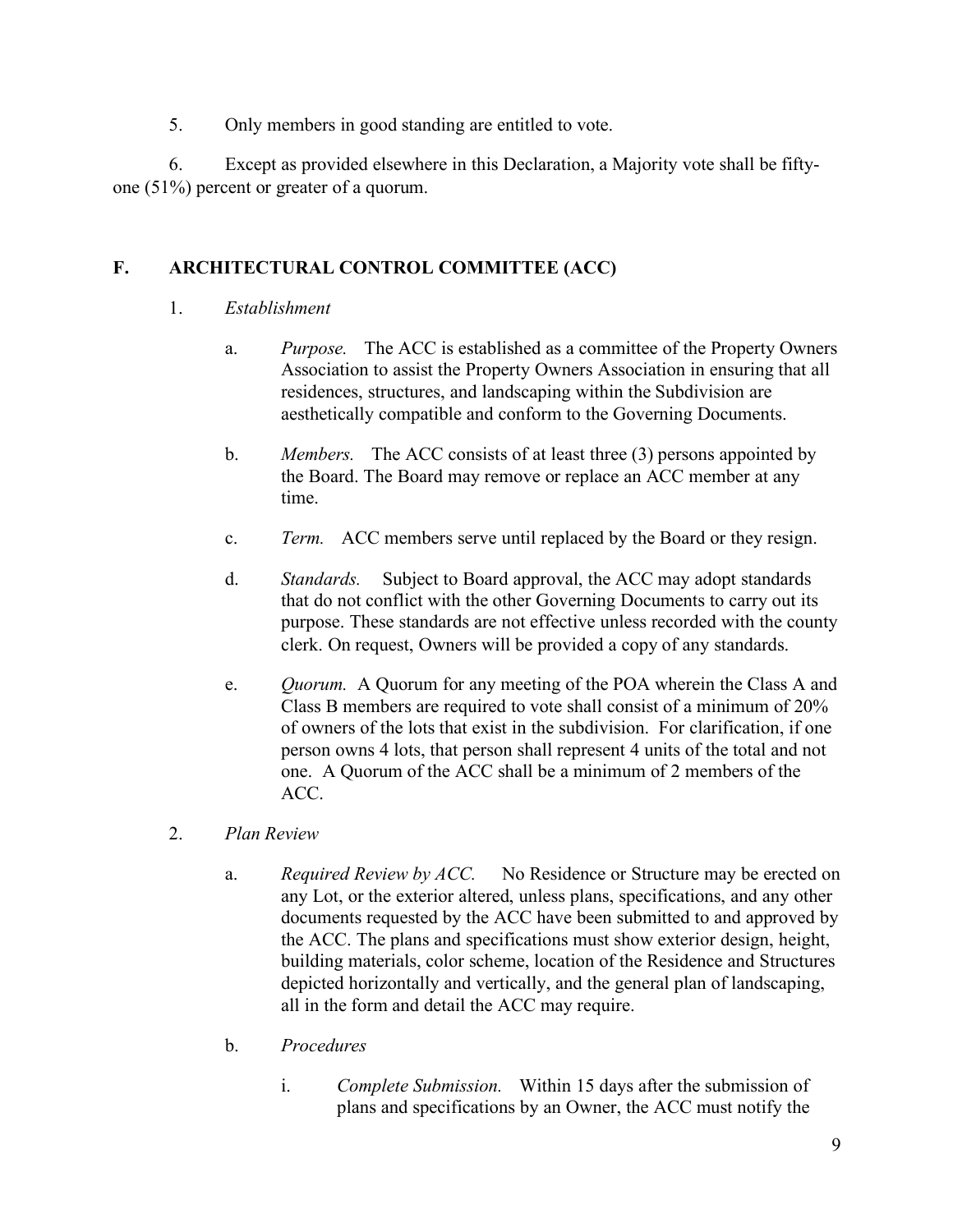5. Only members in good standing are entitled to vote.

6. Except as provided elsewhere in this Declaration, a Majority vote shall be fifty-one (51%) percent or greater of a quorum.

## F. ARCHITECTURAL CONTROL COMMITTEE (ACC)

1. *Establishment*

   a. *Purpose.* The ACC is established as a committee of the Property Owners Association to assist the Property Owners Association in ensuring that all residences, structures, and landscaping within the Subdivision are aesthetically compatible and conform to the Governing Documents.

   b. *Members.* The ACC consists of at least three (3) persons appointed by the Board. The Board may remove or replace an ACC member at any time.

   c. *Term.* ACC members serve until replaced by the Board or they resign.

   d. *Standards.* Subject to Board approval, the ACC may adopt standards that do not conflict with the other Governing Documents to carry out its purpose. These standards are not effective unless recorded with the county clerk. On request, Owners will be provided a copy of any standards.

   e. *Quorum.* A Quorum for any meeting of the POA wherein the Class A and Class B members are required to vote shall consist of a minimum of 20% of owners of the lots that exist in the subdivision. For clarification, if one person owns 4 lots, that person shall represent 4 units of the total and not one. A Quorum of the ACC shall be a minimum of 2 members of the ACC.

2. *Plan Review*

   a. *Required Review by ACC.* No Residence or Structure may be erected on any Lot, or the exterior altered, unless plans, specifications, and any other documents requested by the ACC have been submitted to and approved by the ACC. The plans and specifications must show exterior design, height, building materials, color scheme, location of the Residence and Structures depicted horizontally and vertically, and the general plan of landscaping, all in the form and detail the ACC may require.

   b. *Procedures*

      i. *Complete Submission.* Within 15 days after the submission of plans and specifications by an Owner, the ACC must notify the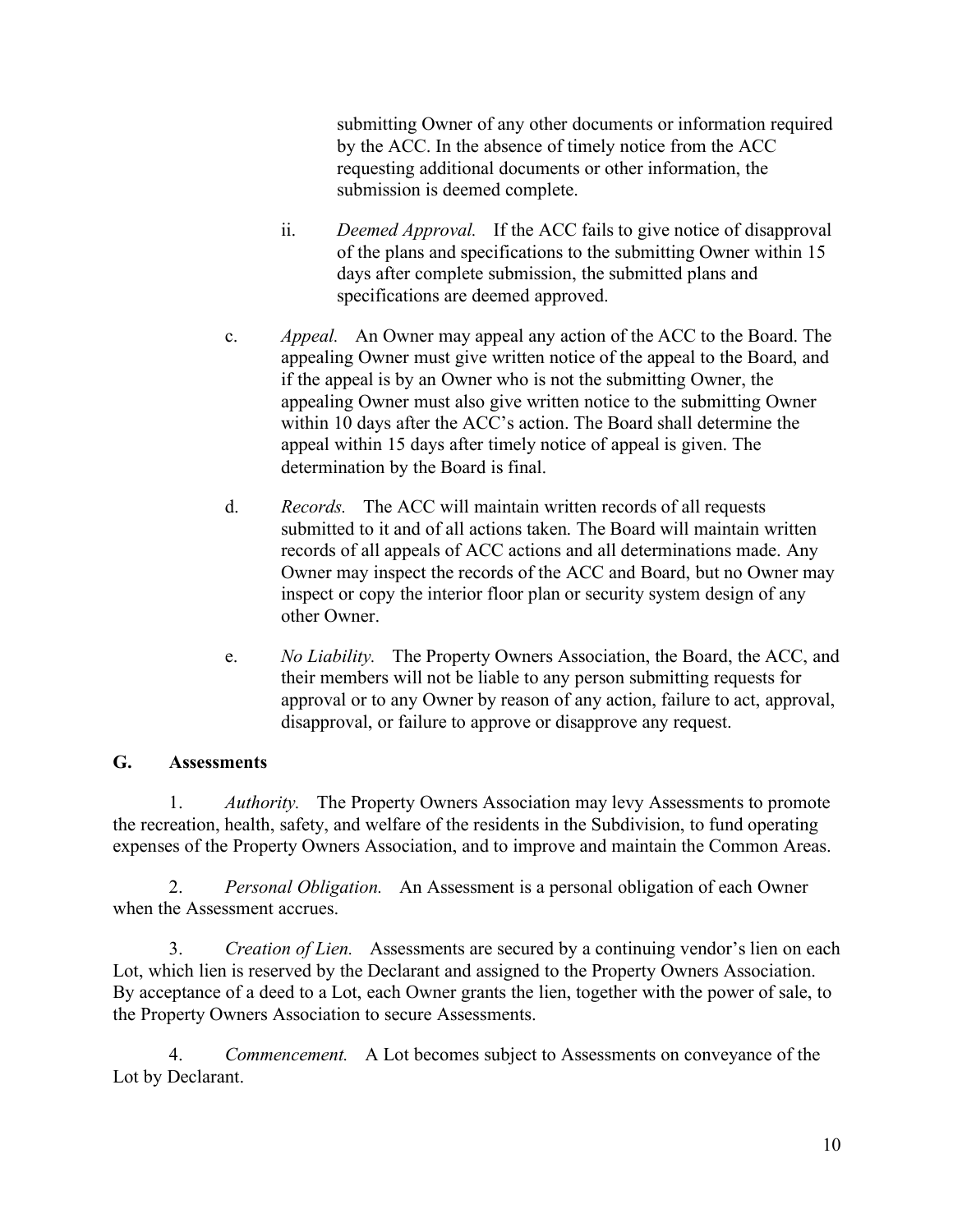submitting Owner of any other documents or information required by the ACC. In the absence of timely notice from the ACC requesting additional documents or other information, the submission is deemed complete.

ii. *Deemed Approval.* If the ACC fails to give notice of disapproval of the plans and specifications to the submitting Owner within 15 days after complete submission, the submitted plans and specifications are deemed approved.

c. *Appeal.* An Owner may appeal any action of the ACC to the Board. The appealing Owner must give written notice of the appeal to the Board, and if the appeal is by an Owner who is not the submitting Owner, the appealing Owner must also give written notice to the submitting Owner within 10 days after the ACC's action. The Board shall determine the appeal within 15 days after timely notice of appeal is given. The determination by the Board is final.

d. *Records.* The ACC will maintain written records of all requests submitted to it and of all actions taken. The Board will maintain written records of all appeals of ACC actions and all determinations made. Any Owner may inspect the records of the ACC and Board, but no Owner may inspect or copy the interior floor plan or security system design of any other Owner.

e. *No Liability.* The Property Owners Association, the Board, the ACC, and their members will not be liable to any person submitting requests for approval or to any Owner by reason of any action, failure to act, approval, disapproval, or failure to approve or disapprove any request.

## G. Assessments

1. *Authority.* The Property Owners Association may levy Assessments to promote the recreation, health, safety, and welfare of the residents in the Subdivision, to fund operating expenses of the Property Owners Association, and to improve and maintain the Common Areas.

2. *Personal Obligation.* An Assessment is a personal obligation of each Owner when the Assessment accrues.

3. *Creation of Lien.* Assessments are secured by a continuing vendor's lien on each Lot, which lien is reserved by the Declarant and assigned to the Property Owners Association. By acceptance of a deed to a Lot, each Owner grants the lien, together with the power of sale, to the Property Owners Association to secure Assessments.

4. *Commencement.* A Lot becomes subject to Assessments on conveyance of the Lot by Declarant.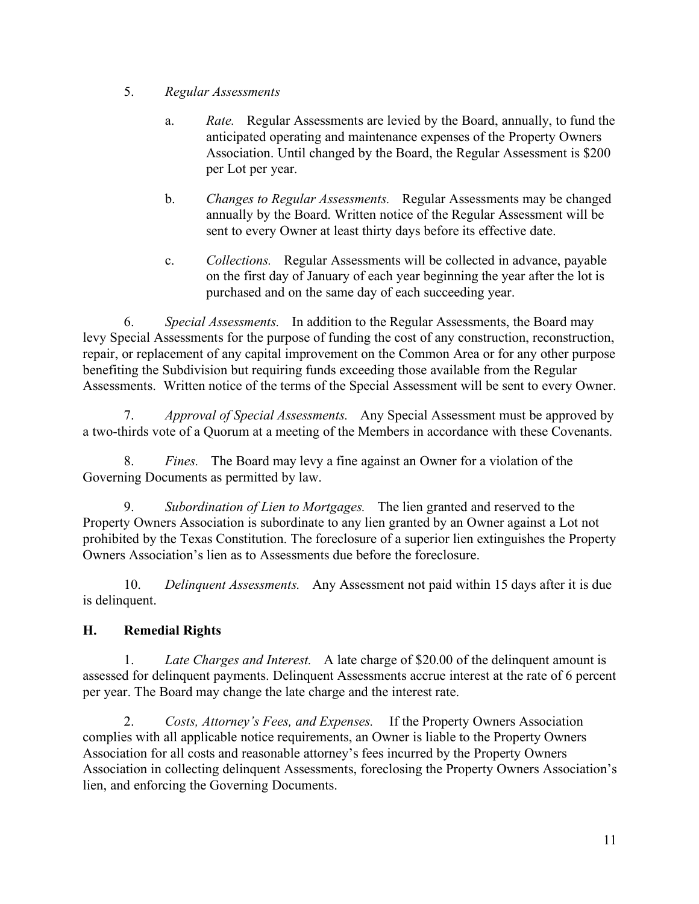5. *Regular Assessments*

   a. *Rate.* Regular Assessments are levied by the Board, annually, to fund the anticipated operating and maintenance expenses of the Property Owners Association. Until changed by the Board, the Regular Assessment is $200 per Lot per year.

   b. *Changes to Regular Assessments.* Regular Assessments may be changed annually by the Board. Written notice of the Regular Assessment will be sent to every Owner at least thirty days before its effective date.

   c. *Collections.* Regular Assessments will be collected in advance, payable on the first day of January of each year beginning the year after the lot is purchased and on the same day of each succeeding year.

6. *Special Assessments.* In addition to the Regular Assessments, the Board may levy Special Assessments for the purpose of funding the cost of any construction, reconstruction, repair, or replacement of any capital improvement on the Common Area or for any other purpose benefiting the Subdivision but requiring funds exceeding those available from the Regular Assessments. Written notice of the terms of the Special Assessment will be sent to every Owner.

7. *Approval of Special Assessments.* Any Special Assessment must be approved by a two-thirds vote of a Quorum at a meeting of the Members in accordance with these Covenants.

8. *Fines.* The Board may levy a fine against an Owner for a violation of the Governing Documents as permitted by law.

9. *Subordination of Lien to Mortgages.* The lien granted and reserved to the Property Owners Association is subordinate to any lien granted by an Owner against a Lot not prohibited by the Texas Constitution. The foreclosure of a superior lien extinguishes the Property Owners Association's lien as to Assessments due before the foreclosure.

10. *Delinquent Assessments.* Any Assessment not paid within 15 days after it is due is delinquent.

## H. Remedial Rights

1. *Late Charges and Interest.* A late charge of $20.00 of the delinquent amount is assessed for delinquent payments. Delinquent Assessments accrue interest at the rate of 6 percent per year. The Board may change the late charge and the interest rate.

2. *Costs, Attorney's Fees, and Expenses.* If the Property Owners Association complies with all applicable notice requirements, an Owner is liable to the Property Owners Association for all costs and reasonable attorney's fees incurred by the Property Owners Association in collecting delinquent Assessments, foreclosing the Property Owners Association's lien, and enforcing the Governing Documents.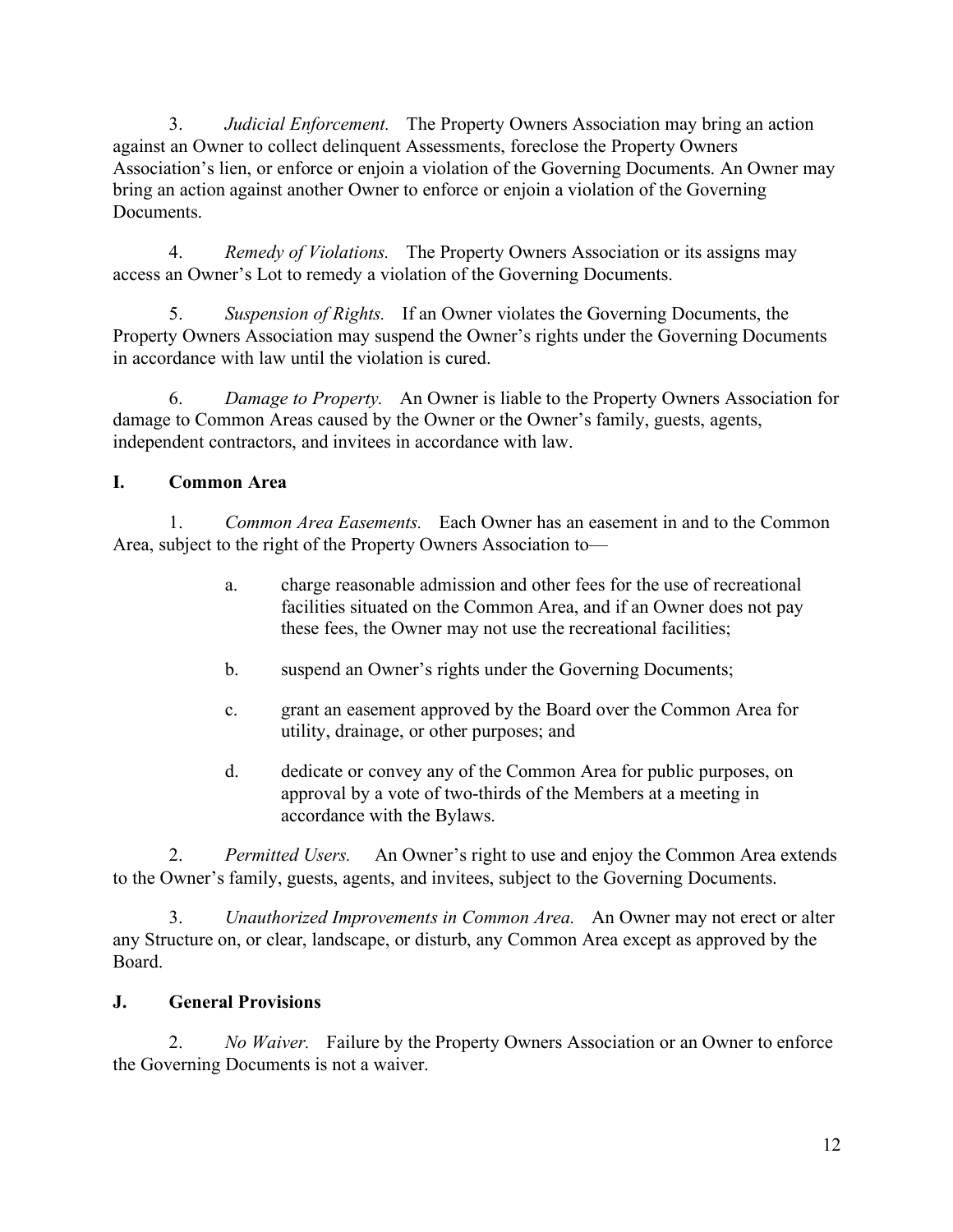3. *Judicial Enforcement.* The Property Owners Association may bring an action against an Owner to collect delinquent Assessments, foreclose the Property Owners Association's lien, or enforce or enjoin a violation of the Governing Documents. An Owner may bring an action against another Owner to enforce or enjoin a violation of the Governing Documents.

4. *Remedy of Violations.* The Property Owners Association or its assigns may access an Owner's Lot to remedy a violation of the Governing Documents.

5. *Suspension of Rights.* If an Owner violates the Governing Documents, the Property Owners Association may suspend the Owner's rights under the Governing Documents in accordance with law until the violation is cured.

6. *Damage to Property.* An Owner is liable to the Property Owners Association for damage to Common Areas caused by the Owner or the Owner's family, guests, agents, independent contractors, and invitees in accordance with law.

## I. Common Area

1. *Common Area Easements.* Each Owner has an easement in and to the Common Area, subject to the right of the Property Owners Association to—

   a. charge reasonable admission and other fees for the use of recreational facilities situated on the Common Area, and if an Owner does not pay these fees, the Owner may not use the recreational facilities;

   b. suspend an Owner's rights under the Governing Documents;

   c. grant an easement approved by the Board over the Common Area for utility, drainage, or other purposes; and

   d. dedicate or convey any of the Common Area for public purposes, on approval by a vote of two-thirds of the Members at a meeting in accordance with the Bylaws.

2. *Permitted Users.* An Owner's right to use and enjoy the Common Area extends to the Owner's family, guests, agents, and invitees, subject to the Governing Documents.

3. *Unauthorized Improvements in Common Area.* An Owner may not erect or alter any Structure on, or clear, landscape, or disturb, any Common Area except as approved by the Board.

## J. General Provisions

2. *No Waiver.* Failure by the Property Owners Association or an Owner to enforce the Governing Documents is not a waiver.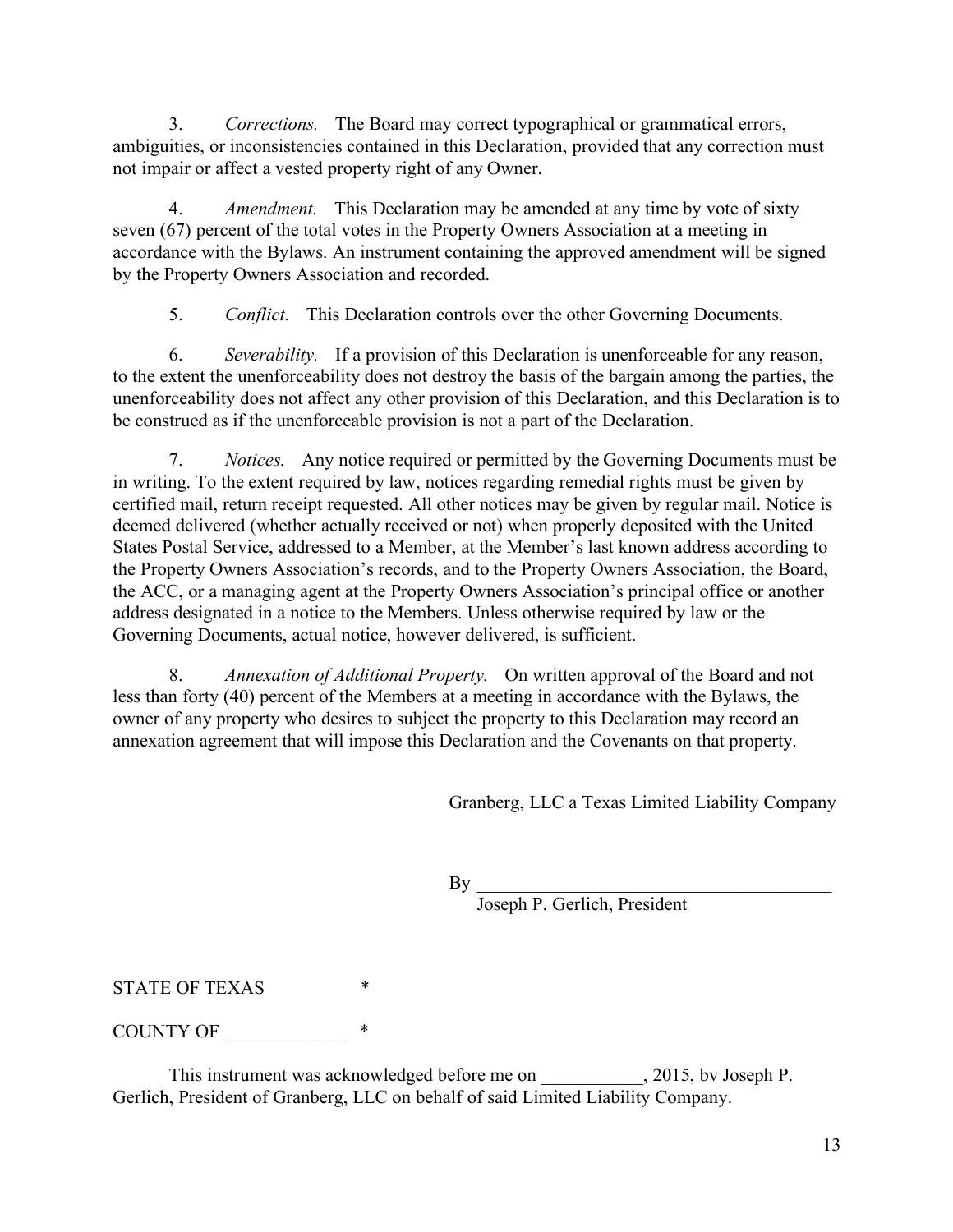3. *Corrections.* The Board may correct typographical or grammatical errors, ambiguities, or inconsistencies contained in this Declaration, provided that any correction must not impair or affect a vested property right of any Owner.

4. *Amendment.* This Declaration may be amended at any time by vote of sixty seven (67) percent of the total votes in the Property Owners Association at a meeting in accordance with the Bylaws. An instrument containing the approved amendment will be signed by the Property Owners Association and recorded.

5. *Conflict.* This Declaration controls over the other Governing Documents.

6. *Severability.* If a provision of this Declaration is unenforceable for any reason, to the extent the unenforceability does not destroy the basis of the bargain among the parties, the unenforceability does not affect any other provision of this Declaration, and this Declaration is to be construed as if the unenforceable provision is not a part of the Declaration.

7. *Notices.* Any notice required or permitted by the Governing Documents must be in writing. To the extent required by law, notices regarding remedial rights must be given by certified mail, return receipt requested. All other notices may be given by regular mail. Notice is deemed delivered (whether actually received or not) when properly deposited with the United States Postal Service, addressed to a Member, at the Member's last known address according to the Property Owners Association's records, and to the Property Owners Association, the Board, the ACC, or a managing agent at the Property Owners Association's principal office or another address designated in a notice to the Members. Unless otherwise required by law or the Governing Documents, actual notice, however delivered, is sufficient.

8. *Annexation of Additional Property.* On written approval of the Board and not less than forty (40) percent of the Members at a meeting in accordance with the Bylaws, the owner of any property who desires to subject the property to this Declaration may record an annexation agreement that will impose this Declaration and the Covenants on that property.

Granberg, LLC a Texas Limited Liability Company

By ________________________________________
Joseph P. Gerlich, President

STATE OF TEXAS *

COUNTY OF _____________ *

This instrument was acknowledged before me on ___________, 2015, bv Joseph P. Gerlich, President of Granberg, LLC on behalf of said Limited Liability Company.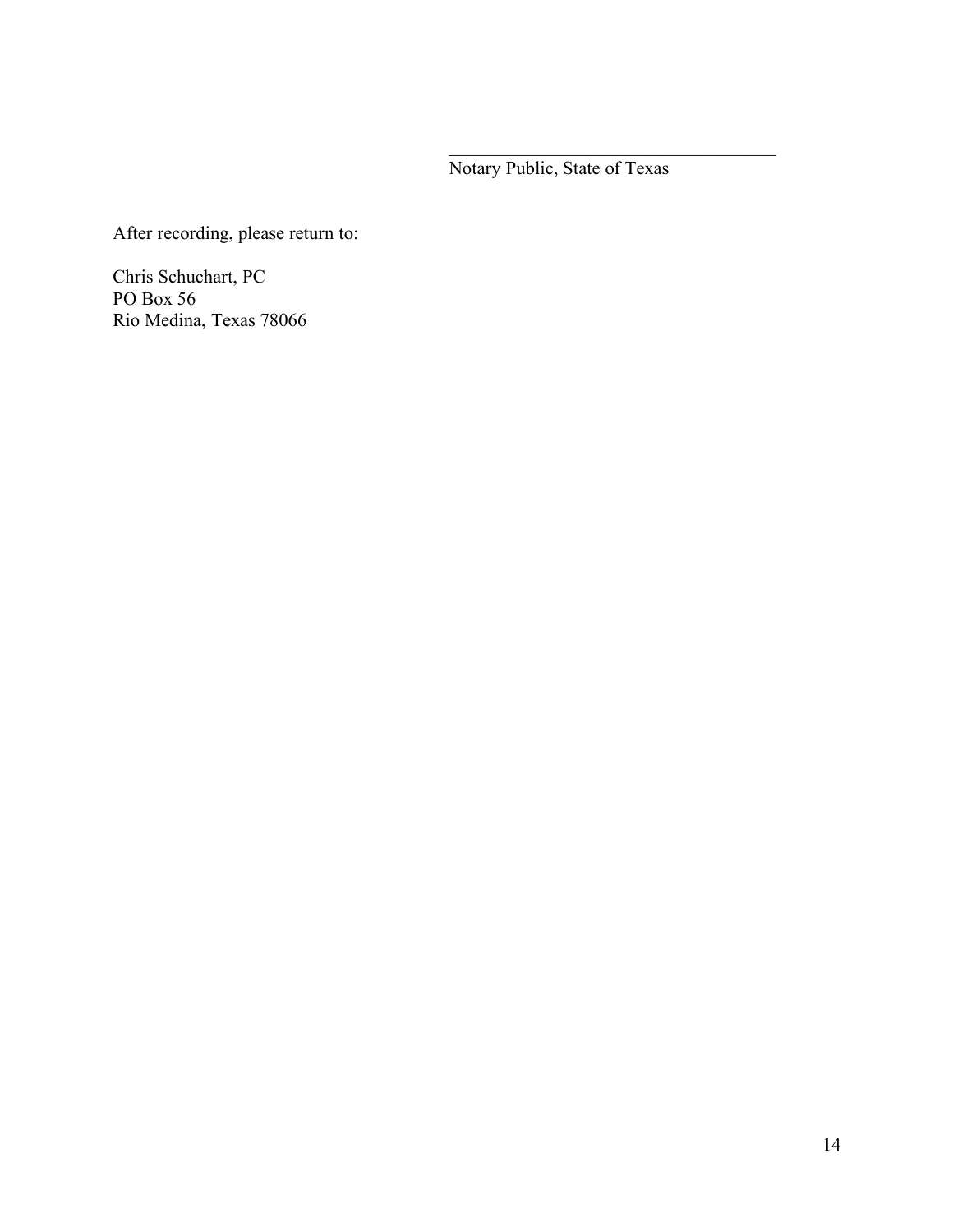\_\_\_\_\_\_\_\_\_\_\_\_\_\_\_\_\_\_\_\_\_\_\_\_\_\_\_\_\_\_\_\_\_\_\_\_
Notary Public, State of Texas

After recording, please return to:

Chris Schuchart, PC
PO Box 56
Rio Medina, Texas 78066